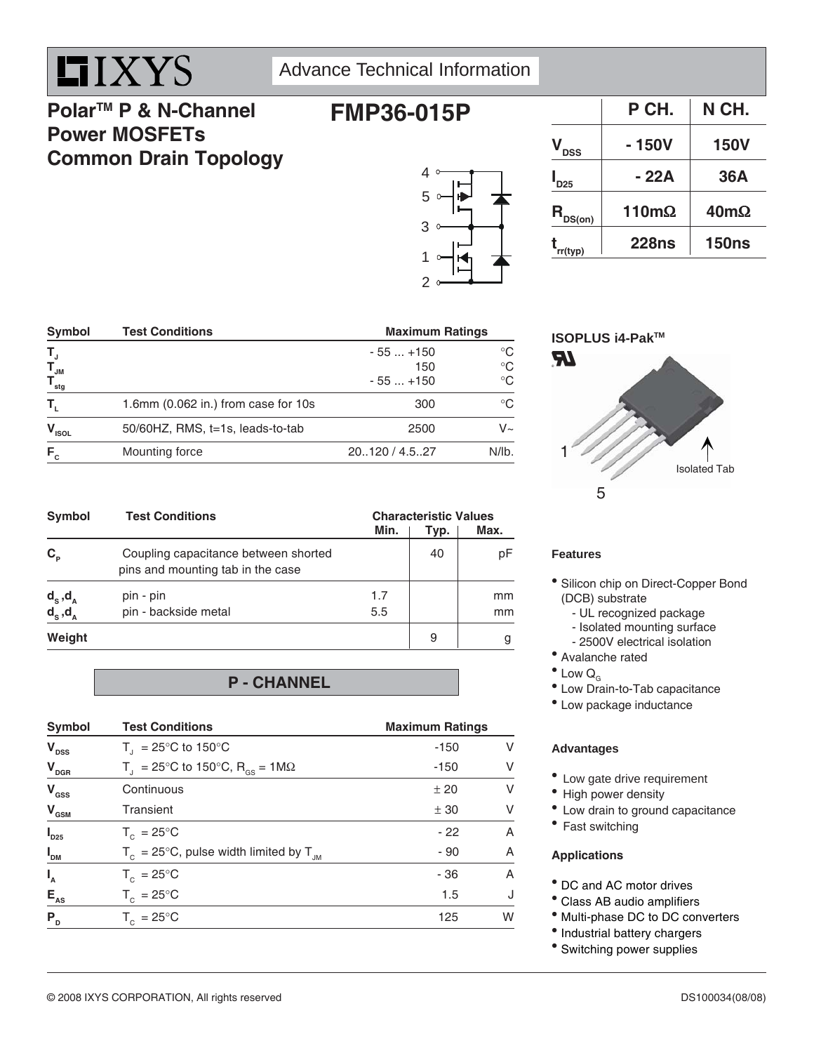# IXYS

Advance Technical Information

## Polar™ P & N-Channel Power MOSFETs Common Drain Topology

## FMP36-015P

| | P CH. | N CH. |
|---|---|---|
| $V_{DSS}$ | - 150V | 150V |
| $I_{D25}$ | - 22A | 36A |
| $R_{DS(on)}$ | 110mΩ | 40mΩ |
| $t_{rr(typ)}$ | 228ns | 150ns |

| Symbol | Test Conditions | Maximum Ratings | |
|---|---|---|---|
| $T_J$ | | - 55 ... +150 | °C |
| $T_{JM}$ | | 150 | °C |
| $T_{stg}$ | | - 55 ... +150 | °C |
| $T_L$ | 1.6mm (0.062 in.) from case for 10s | 300 | °C |
| $V_{ISOL}$ | 50/60HZ, RMS, t=1s, leads-to-tab | 2500 | V~ |
| $F_C$ | Mounting force | 20..120 / 4.5..27 | N/lb. |

ISOPLUS i4-Pak™

Isolated Tab

| Symbol | Test Conditions | Characteristic Values Min. | Typ. | Max. |
|---|---|---|---|---|
| $C_P$ | Coupling capacitance between shorted pins and mounting tab in the case | | 40 | pF |
| $d_S, d_A$ | pin - pin | 1.7 | | mm |
| $d_S, d_A$ | pin - backside metal | 5.5 | | mm |
| Weight | | | 9 | g |

### P - CHANNEL

| Symbol | Test Conditions | Maximum Ratings | |
|---|---|---|---|
| $V_{DSS}$ | $T_J$ = 25°C to 150°C | -150 | V |
| $V_{DGR}$ | $T_J$ = 25°C to 150°C, $R_{GS}$ = 1MΩ | -150 | V |
| $V_{GSS}$ | Continuous | ± 20 | V |
| $V_{GSM}$ | Transient | ± 30 | V |
| $I_{D25}$ | $T_C$ = 25°C | - 22 | A |
| $I_{DM}$ | $T_C$ = 25°C, pulse width limited by $T_{JM}$ | - 90 | A |
| $I_A$ | $T_C$ = 25°C | - 36 | A |
| $E_{AS}$ | $T_C$ = 25°C | 1.5 | J |
| $P_D$ | $T_C$ = 25°C | 125 | W |

### Features

- Silicon chip on Direct-Copper Bond (DCB) substrate
  - UL recognized package
  - Isolated mounting surface
  - 2500V electrical isolation
- Avalanche rated
- Low $Q_G$
- Low Drain-to-Tab capacitance
- Low package inductance

### Advantages

- Low gate drive requirement
- High power density
- Low drain to ground capacitance
- Fast switching

### Applications

- DC and AC motor drives
- Class AB audio amplifiers
- Multi-phase DC to DC converters
- Industrial battery chargers
- Switching power supplies

© 2008 IXYS CORPORATION, All rights reserved DS100034(08/08)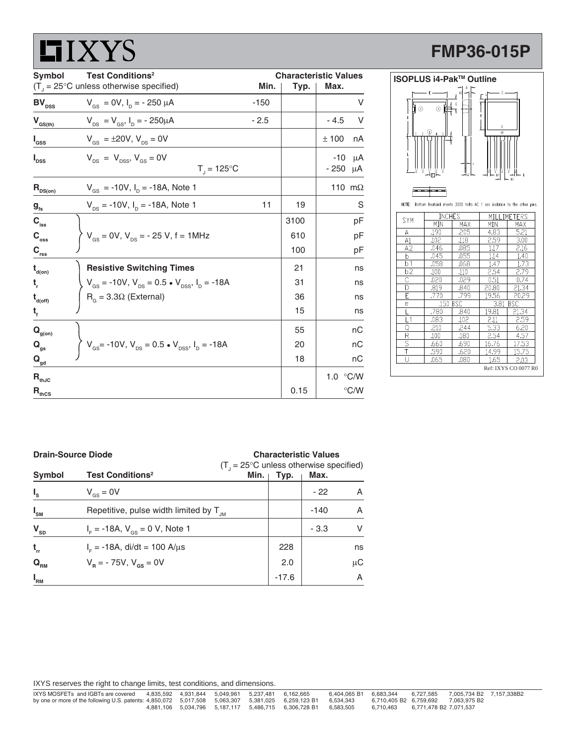# FMP36-015P

| Symbol | Test Conditions[2] ($T_J$ = 25°C unless otherwise specified) | Min. | Typ. | Max. | |
|---|---|---|---|---|---|
| $BV_{DSS}$ | $V_{GS}$ = 0V, $I_D$ = - 250 μA | -150 | | | V |
| $V_{GS(th)}$ | $V_{DS}$ = $V_{GS}$, $I_D$ = - 250μA | - 2.5 | | - 4.5 | V |
| $I_{GSS}$ | $V_{GS}$ = ±20V, $V_{DS}$ = 0V | | | ± 100 | nA |
| $I_{DSS}$ | $V_{DS}$ = $V_{DSS}$, $V_{GS}$ = 0V | | | -10 | μA |
| | $T_J$ = 125°C | | | - 250 | μA |
| $R_{DS(on)}$ | $V_{GS}$ = -10V, $I_D$ = -18A, Note 1 | | | 110 | mΩ |
| $g_{fs}$ | $V_{DS}$ = -10V, $I_D$ = -18A, Note 1 | 11 | 19 | | S |
| $C_{iss}$ | $V_{GS}$ = 0V, $V_{DS}$ = - 25 V, f = 1MHz | | 3100 | | pF |
| $C_{oss}$ | | | 610 | | pF |
| $C_{rss}$ | | | 100 | | pF |
| $t_{d(on)}$ | **Resistive Switching Times** | | 21 | | ns |
| $t_r$ | $V_{GS}$ = -10V, $V_{DS}$ = 0.5 • $V_{DSS}$, $I_D$ = -18A | | 31 | | ns |
| $t_{d(off)}$ | $R_G$ = 3.3Ω (External) | | 36 | | ns |
| $t_f$ | | | 15 | | ns |
| $Q_{g(on)}$ | $V_{GS}$= -10V, $V_{DS}$ = 0.5 • $V_{DSS}$, $I_D$ = -18A | | 55 | | nC |
| $Q_{gs}$ | | | 20 | | nC |
| $Q_{gd}$ | | | 18 | | nC |
| $R_{thJC}$ | | | | 1.0 | °C/W |
| $R_{thCS}$ | | | 0.15 | | °C/W |

## ISOPLUS i4-Pak™ Outline

NOTE: Bottom heatsink meets 3000 Volts AC 1 sec isolation to the other pins.

| SYM | INCHES MIN | INCHES MAX | MILLIMETERS MIN | MILLIMETERS MAX |
|---|---|---|---|---|
| A | .190 | .205 | 4.83 | 5.21 |
| A1 | .102 | .118 | 2.59 | 3.00 |
| A2 | .046 | .085 | 1.17 | 2.16 |
| b | .045 | .055 | 1.14 | 1.40 |
| b1 | .058 | .068 | 1.47 | 1.73 |
| b2 | .100 | .110 | 2.54 | 2.79 |
| C | .020 | .029 | 0.51 | 0.74 |
| D | .819 | .840 | 20.80 | 21.34 |
| E | .770 | .799 | 19.56 | 20.29 |
| e | .150 BSC | | 3.81 BSC | |
| L | .780 | .840 | 19.81 | 21.34 |
| L1 | .083 | .102 | 2.11 | 2.59 |
| Q | .210 | .244 | 5.33 | 6.20 |
| R | .100 | .180 | 2.54 | 4.57 |
| S | .660 | .690 | 16.76 | 17.53 |
| T | .590 | .620 | 14.99 | 15.75 |
| U | .065 | .080 | 1.65 | 2.03 |

Ref: IXYS CO 0077 R0

## Drain-Source Diode

| Symbol | Test Conditions[2] ($T_J$ = 25°C unless otherwise specified) | Min. | Typ. | Max. | |
|---|---|---|---|---|---|
| $I_S$ | $V_{GS}$ = 0V | | | - 22 | A |
| $I_{SM}$ | Repetitive, pulse width limited by $T_{JM}$ | | | -140 | A |
| $V_{SD}$ | $I_F$ = -18A, $V_{GS}$ = 0 V, Note 1 | | | - 3.3 | V |
| $t_{rr}$ | $I_F$ = -18A, di/dt = 100 A/μs | | 228 | | ns |
| $Q_{RM}$ | $V_R$ = - 75V, $V_{GS}$ = 0V | | 2.0 | | μC |
| $I_{RM}$ | | | -17.6 | | A |

IXYS reserves the right to change limits, test conditions, and dimensions.

IXYS MOSFETs and IGBTs are covered by one or more of the following U.S. patents: 4,835,592 4,931,844 5,049,961 5,237,481 6,162,665 6,404,065 B1 6,683,344 6,727,585 7,005,734 B2 7,157,338B2 4,850,072 5,017,508 5,063,307 5,381,025 6,259,123 B1 6,534,343 6,710,405 B2 6,759,692 7,063,975 B2 4,881,106 5,034,796 5,187,117 5,486,715 6,306,728 B1 6,583,505 6,710,463 6,771,478 B2 7,071,537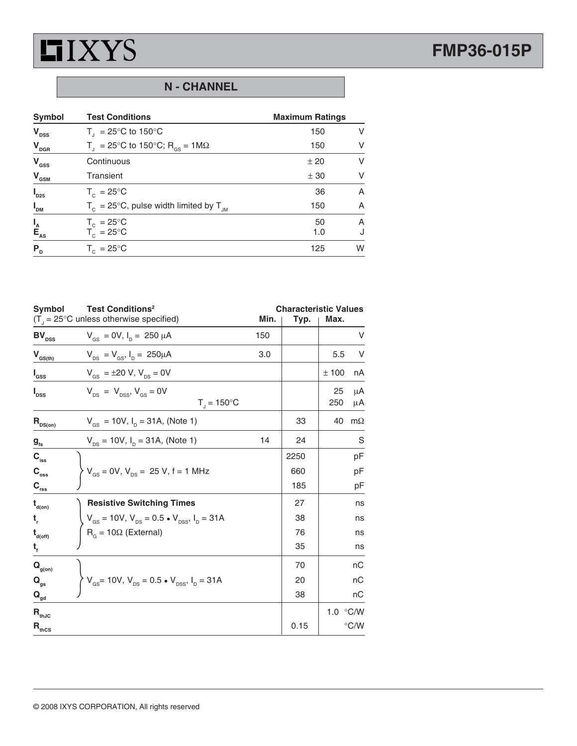## N - CHANNEL

| Symbol | Test Conditions | Maximum Ratings | |
|---|---|---|---|
| $V_{DSS}$ | $T_J$ = 25°C to 150°C | 150 | V |
| $V_{DGR}$ | $T_J$ = 25°C to 150°C; $R_{GS}$ = 1MΩ | 150 | V |
| $V_{GSS}$ | Continuous | ± 20 | V |
| $V_{GSM}$ | Transient | ± 30 | V |
| $I_{D25}$ | $T_C$ = 25°C | 36 | A |
| $I_{DM}$ | $T_C$ = 25°C, pulse width limited by $T_{JM}$ | 150 | A |
| $I_A$ | $T_C$ = 25°C | 50 | A |
| $E_{AS}$ | $T_C$ = 25°C | 1.0 | J |
| $P_D$ | $T_C$ = 25°C | 125 | W |

| Symbol | Test Conditions[2] ($T_J$ = 25°C unless otherwise specified) | Min. | Typ. | Max. | |
|---|---|---|---|---|---|
| $BV_{DSS}$ | $V_{GS}$ = 0V, $I_D$ = 250 μA | 150 | | | V |
| $V_{GS(th)}$ | $V_{DS}$ = $V_{GS}$, $I_D$ = 250μA | 3.0 | | 5.5 | V |
| $I_{GSS}$ | $V_{GS}$ = ±20 V, $V_{DS}$ = 0V | | | ± 100 | nA |
| $I_{DSS}$ | $V_{DS}$ = $V_{DSS}$, $V_{GS}$ = 0V | | | 25 | μA |
| | $T_J$ = 150°C | | | 250 | μA |
| $R_{DS(on)}$ | $V_{GS}$ = 10V, $I_D$ = 31A, (Note 1) | | 33 | 40 | mΩ |
| $g_{fs}$ | $V_{DS}$ = 10V, $I_D$ = 31A, (Note 1) | 14 | 24 | | S |
| $C_{iss}$ | $V_{GS}$ = 0V, $V_{DS}$ = 25 V, f = 1 MHz | | 2250 | | pF |
| $C_{oss}$ | | | 660 | | pF |
| $C_{rss}$ | | | 185 | | pF |
| $t_{d(on)}$ | **Resistive Switching Times** | | 27 | | ns |
| $t_r$ | $V_{GS}$ = 10V, $V_{DS}$ = 0.5 • $V_{DSS}$, $I_D$ = 31A | | 38 | | ns |
| $t_{d(off)}$ | $R_G$ = 10Ω (External) | | 76 | | ns |
| $t_f$ | | | 35 | | ns |
| $Q_{g(on)}$ | $V_{GS}$= 10V, $V_{DS}$ = 0.5 • $V_{DSS}$, $I_D$ = 31A | | 70 | | nC |
| $Q_{gs}$ | | | 20 | | nC |
| $Q_{gd}$ | | | 38 | | nC |
| $R_{thJC}$ | | | | 1.0 | °C/W |
| $R_{thCS}$ | | | 0.15 | | °C/W |

© 2008 IXYS CORPORATION, All rights reserved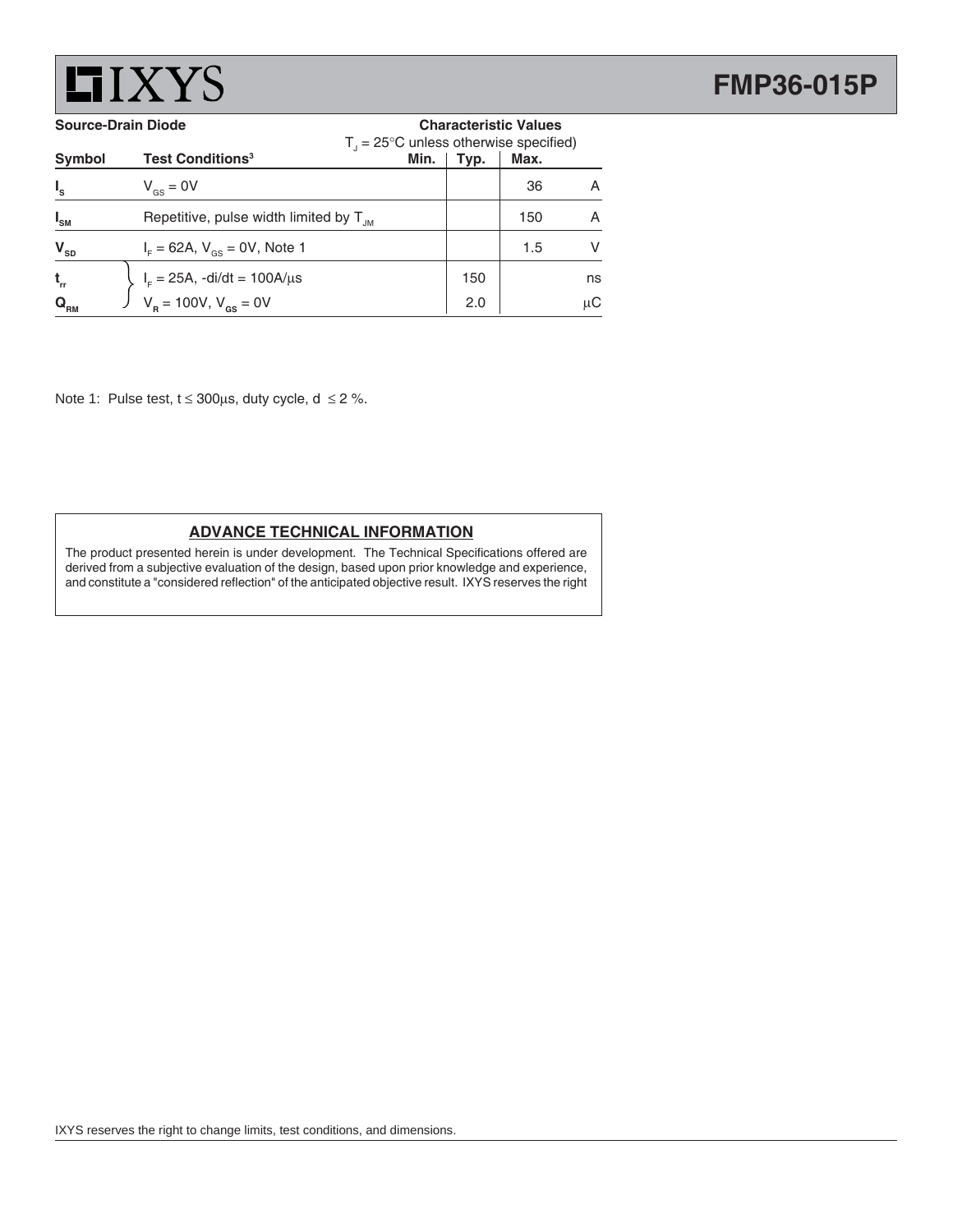**Source-Drain Diode**

| Symbol | Test Conditions[3] | Characteristic Values ($T_J = 25°C$ unless otherwise specified) Min. | Typ. | Max. | |
|---|---|---|---|---|---|
| $I_S$ | $V_{GS} = 0V$ | | | 36 | A |
| $I_{SM}$ | Repetitive, pulse width limited by $T_{JM}$ | | | 150 | A |
| $V_{SD}$ | $I_F = 62A$, $V_{GS} = 0V$, Note 1 | | | 1.5 | V |
| $t_{rr}$ | $I_F = 25A$, $-di/dt = 100A/\mu s$ | | 150 | | ns |
| $Q_{RM}$ | $V_R = 100V$, $V_{GS} = 0V$ | | 2.0 | | μC |

Note 1: Pulse test, $t \leq 300\mu s$, duty cycle, $d \leq 2$ %.

**ADVANCE TECHNICAL INFORMATION**

The product presented herein is under development. The Technical Specifications offered are derived from a subjective evaluation of the design, based upon prior knowledge and experience, and constitute a "considered reflection" of the anticipated objective result. IXYS reserves the right

IXYS reserves the right to change limits, test conditions, and dimensions.